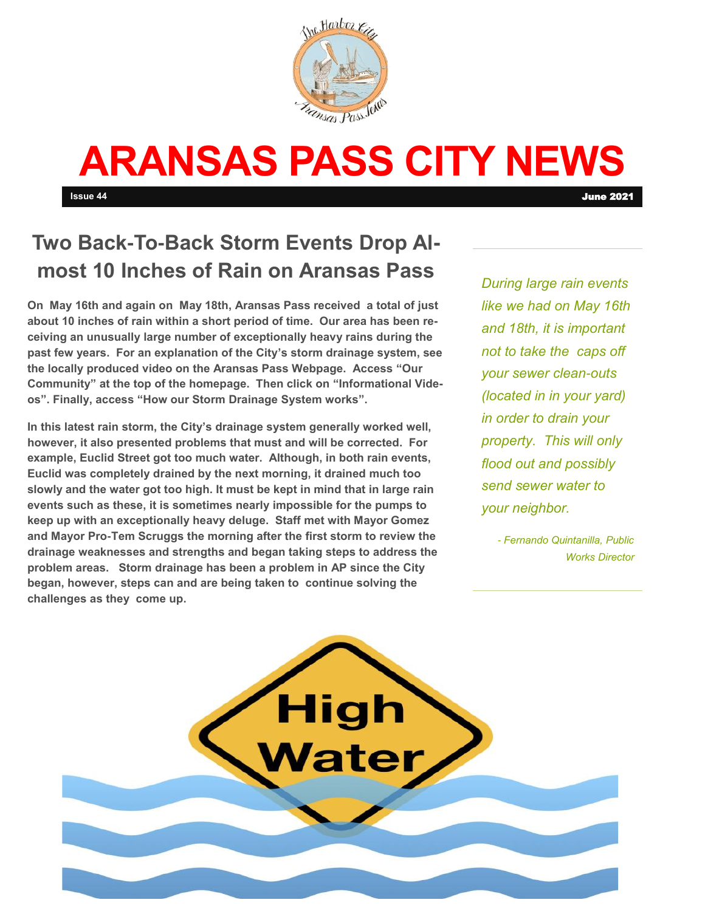# ARANSAS PASS CITY NEWS

**Issue 44** **June 2021**

## Two Back-To-Back Storm Events Drop Almost 10 Inches of Rain on Aransas Pass

**On May 16th and again on May 18th, Aransas Pass received a total of just about 10 inches of rain within a short period of time. Our area has been receiving an unusually large number of exceptionally heavy rains during the past few years. For an explanation of the City's storm drainage system, see the locally produced video on the Aransas Pass Webpage. Access "Our Community" at the top of the homepage. Then click on "Informational Videos". Finally, access "How our Storm Drainage System works".**

**In this latest rain storm, the City's drainage system generally worked well, however, it also presented problems that must and will be corrected. For example, Euclid Street got too much water. Although, in both rain events, Euclid was completely drained by the next morning, it drained much too slowly and the water got too high. It must be kept in mind that in large rain events such as these, it is sometimes nearly impossible for the pumps to keep up with an exceptionally heavy deluge. Staff met with Mayor Gomez and Mayor Pro-Tem Scruggs the morning after the first storm to review the drainage weaknesses and strengths and began taking steps to address the problem areas. Storm drainage has been a problem in AP since the City began, however, steps can and are being taken to continue solving the challenges as they come up.**

*During large rain events like we had on May 16th and 18th, it is important not to take the caps off your sewer clean-outs (located in in your yard) in order to drain your property. This will only flood out and possibly send sewer water to your neighbor.*

*- Fernando Quintanilla, Public Works Director*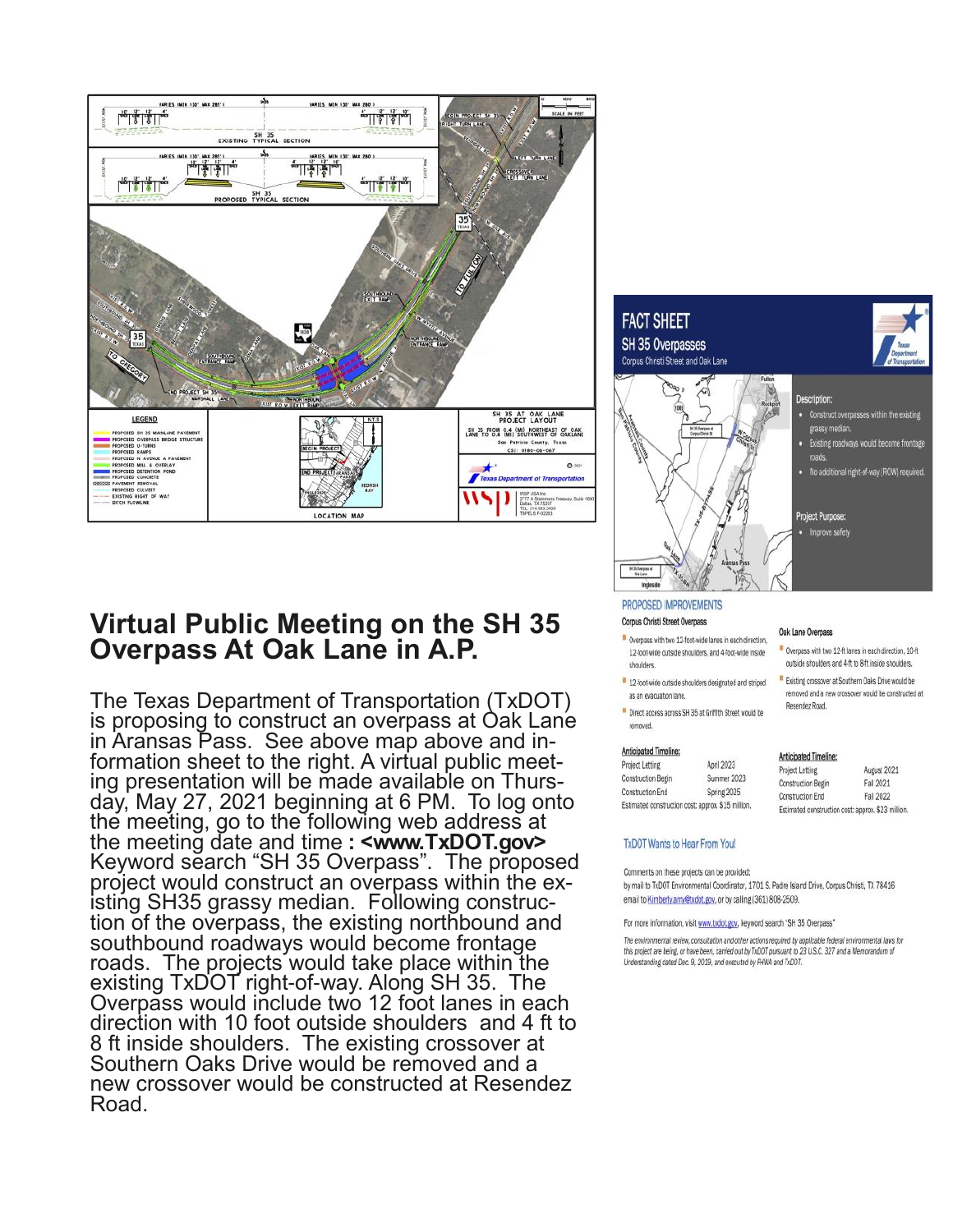# Virtual Public Meeting on the SH 35 Overpass At Oak Lane in A.P.

The Texas Department of Transportation (TxDOT) is proposing to construct an overpass at Oak Lane in Aransas Pass. See above map above and information sheet to the right. A virtual public meeting presentation will be made available on Thursday, May 27, 2021 beginning at 6 PM. To log onto the meeting, go to the following web address at the meeting date and time **: <www.TxDOT.gov>** Keyword search "SH 35 Overpass". The proposed project would construct an overpass within the existing SH35 grassy median. Following construction of the overpass, the existing northbound and southbound roadways would become frontage roads. The projects would take place within the existing TxDOT right-of-way. Along SH 35. The Overpass would include two 12 foot lanes in each direction with 10 foot outside shoulders and 4 ft to 8 ft inside shoulders. The existing crossover at Southern Oaks Drive would be removed and a new crossover would be constructed at Resendez Road.

## FACT SHEET

### SH 35 Overpasses

Corpus Christi Street and Oak Lane

**Description:**

- Construct overpasses within the existing grassy median.
- Existing roadways would become frontage roads.
- No additional right-of-way (ROW) required.

**Project Purpose:**

- Improve safety

### PROPOSED IMPROVEMENTS

**Corpus Christi Street Overpass**

- Overpass with two 12-foot-wide lanes in each direction, 12-foot-wide outside shoulders, and 4-foot-wide inside shoulders.
- 12-foot-wide outside shoulders designated and striped as an evacuation lane.
- Direct access across SH 35 at Griffith Street would be removed.

**Anticipated Timeline:**

| | |
|---|---|
| Project Letting | April 2023 |
| Construction Begin | Summer 2023 |
| Construction End | Spring 2025 |

Estimated construction cost: approx. $15 million.

**Oak Lane Overpass**

- Overpass with two 12-ft lanes in each direction, 10-ft outside shoulders and 4-ft to 8ft inside shoulders.
- Existing crossover at Southern Oaks Drive would be removed and a new crossover would be constructed at Resendez Road.

**Anticipated Timeline:**

| | |
|---|---|
| Project Letting | August 2021 |
| Construction Begin | Fall 2021 |
| Construction End | Fall 2022 |

Estimated construction cost: approx. $23 million.

### TxDOT Wants to Hear From You!

Comments on these projects can be provided:
by mail to TxDOT Environmental Coordinator, 1701 S. Padre Island Drive, Corpus Christi, TX 78416
email to Kimberly.arny@txdot.gov, or by calling (361) 808-2509.

For more information, visit www.txdot.gov, keyword search "SH 35 Overpass"

*The environmental review, consultation and other actions required by applicable federal environmental laws for this project are being, or have been, carried out by TxDOT pursuant to 23 U.S.C. 327 and a Memorandum of Understanding dated Dec. 9, 2019, and executed by FHWA and TxDOT.*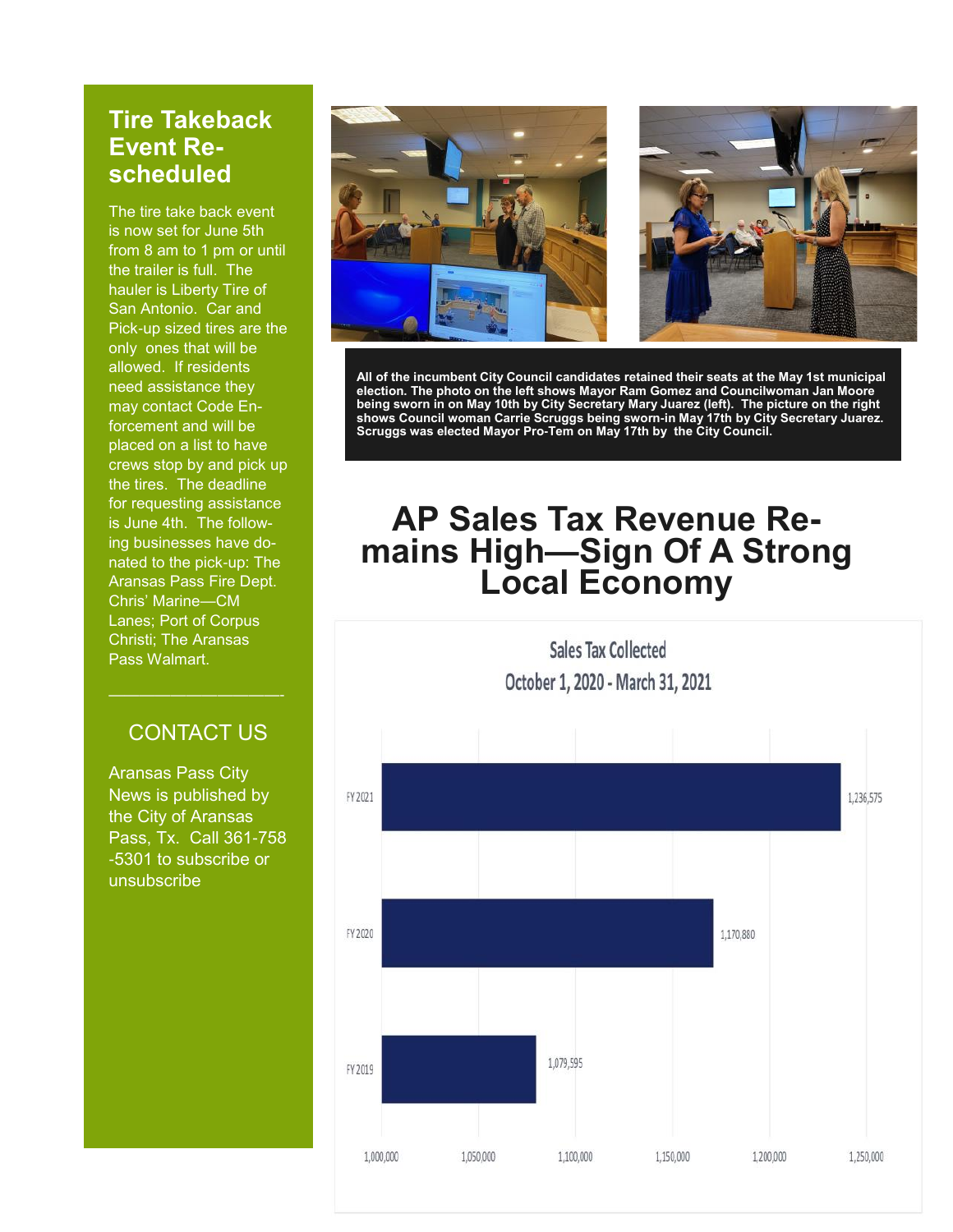## Tire Takeback Event Re-scheduled

The tire take back event is now set for June 5th from 8 am to 1 pm or until the trailer is full. The hauler is Liberty Tire of San Antonio. Car and Pick-up sized tires are the only ones that will be allowed. If residents need assistance they may contact Code Enforcement and will be placed on a list to have crews stop by and pick up the tires. The deadline for requesting assistance is June 4th. The following businesses have donated to the pick-up: The Aransas Pass Fire Dept. Chris' Marine—CM Lanes; Port of Corpus Christi; The Aransas Pass Walmart.

---

### CONTACT US

Aransas Pass City News is published by the City of Aransas Pass, Tx. Call 361-758-5301 to subscribe or unsubscribe

**All of the incumbent City Council candidates retained their seats at the May 1st municipal election. The photo on the left shows Mayor Ram Gomez and Councilwoman Jan Moore being sworn in on May 10th by City Secretary Mary Juarez (left). The picture on the right shows Council woman Carrie Scruggs being sworn-in May 17th by City Secretary Juarez. Scruggs was elected Mayor Pro-Tem on May 17th by the City Council.**

# AP Sales Tax Revenue Remains High—Sign Of A Strong Local Economy

**Sales Tax Collected**
**October 1, 2020 - March 31, 2021**

| Fiscal Year | Sales Tax Collected |
|---|---|
| FY 2021 | 1,236,575 |
| FY 2020 | 1,170,880 |
| FY 2019 | 1,079,595 |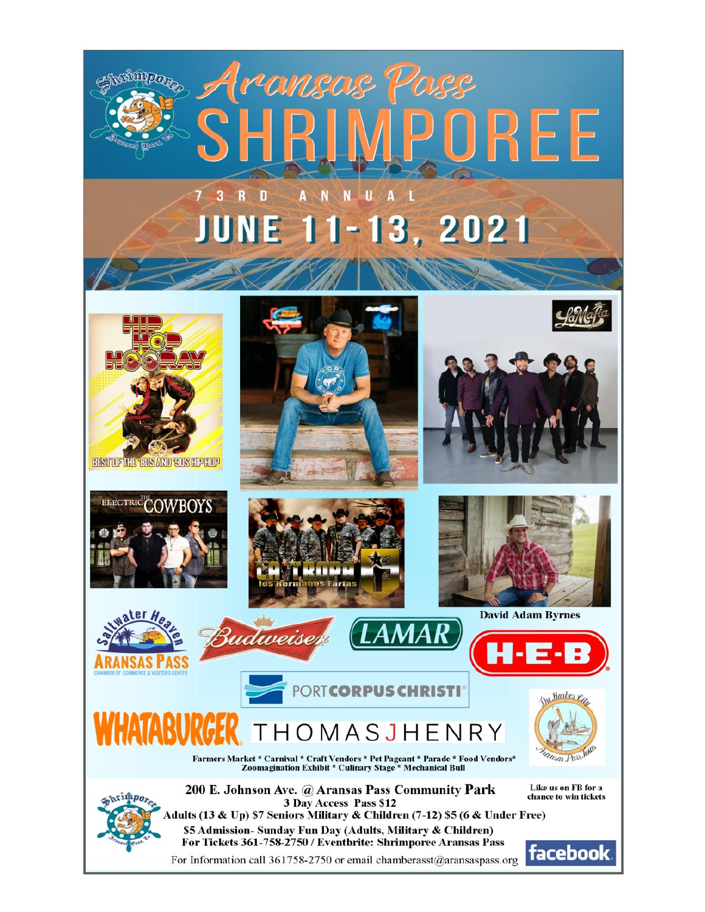# Aransas Pass SHRIMPOREE

73RD ANNUAL

## JUNE 11-13, 2021

David Adam Byrnes

Farmers Market * Carnival * Craft Vendors * Pet Pageant * Parade * Food Vendors* Zoomagination Exhibit * Culinary Stage * Mechanical Bull

**200 E. Johnson Ave. @ Aransas Pass Community Park**

**3 Day Access Pass $12**

**Adults (13 & Up) $7 Seniors Military & Children (7-12) $5 (6 & Under Free)**

**$5 Admission- Sunday Fun Day (Adults, Military & Children)**

**For Tickets 361-758-2750 / Eventbrite: Shrimporee Aransas Pass**

**Like us on FB for a chance to win tickets**

For Information call 361758-2750 or email chamberasst@aransaspass.org